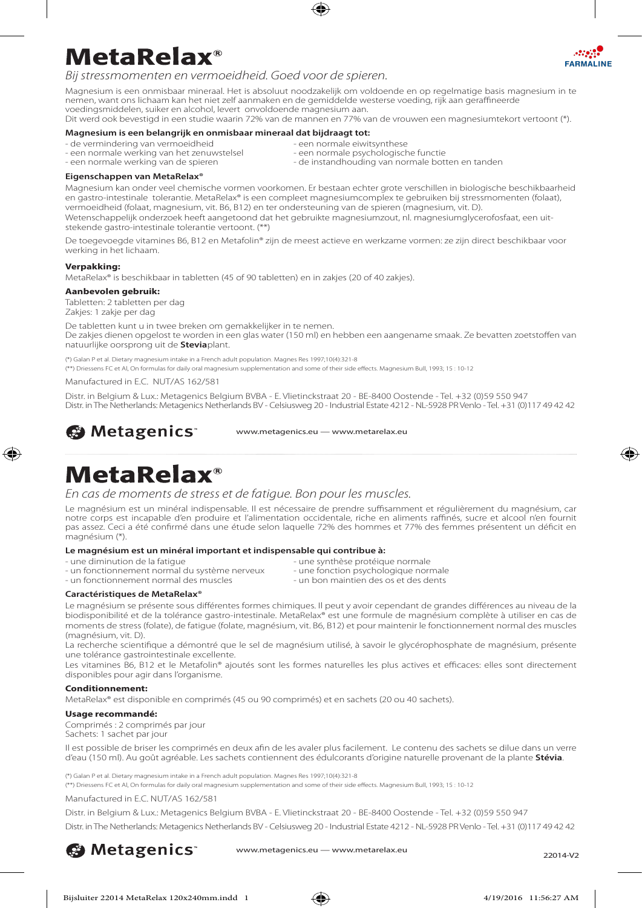# MetaRelax®

FARMALINE

*Bij stressmomenten en vermoeidheid. Goed voor de spieren.*

Magnesium is een onmisbaar mineraal. Het is absoluut noodzakelijk om voldoende en op regelmatige basis magnesium in te nemen, want ons lichaam kan het niet zelf aanmaken en de gemiddelde westerse voeding, rijk aan geraffineerde voedingsmiddelen, suiker en alcohol, levert onvoldoende magnesium aan.
Dit werd ook bevestigd in een studie waarin 72% van de mannen en 77% van de vrouwen een magnesiumtekort vertoont (*).

**Magnesium is een belangrijk en onmisbaar mineraal dat bijdraagt tot:**

- de vermindering van vermoeidheid
- een normale werking van het zenuwstelsel
- een normale werking van de spieren
- een normale eiwitsynthese
- een normale psychologische functie
- de instandhouding van normale botten en tanden

**Eigenschappen van MetaRelax®**

Magnesium kan onder veel chemische vormen voorkomen. Er bestaan echter grote verschillen in biologische beschikbaarheid en gastro-intestinale tolerantie. MetaRelax® is een compleet magnesiumcomplex te gebruiken bij stressmomenten (folaat), vermoeidheid (folaat, magnesium, vit. B6, B12) en ter ondersteuning van de spieren (magnesium, vit. D).
Wetenschappelijk onderzoek heeft aangetoond dat het gebruikte magnesiumzout, nl. magnesiumglycerofosfaat, een uitstekende gastro-intestinale tolerantie vertoont. (**)

De toegevoegde vitamines B6, B12 en Metafolin® zijn de meest actieve en werkzame vormen: ze zijn direct beschikbaar voor werking in het lichaam.

**Verpakking:**

MetaRelax® is beschikbaar in tabletten (45 of 90 tabletten) en in zakjes (20 of 40 zakjes).

**Aanbevolen gebruik:**

Tabletten: 2 tabletten per dag
Zakjes: 1 zakje per dag

De tabletten kunt u in twee breken om gemakkelijker in te nemen.
De zakjes dienen opgelost te worden in een glas water (150 ml) en hebben een aangename smaak. Ze bevatten zoetstoffen van natuurlijke oorsprong uit de **Stevia**plant.

(*) Galan P et al. Dietary magnesium intake in a French adult population. Magnes Res 1997;10(4):321-8
(**) Driessens FC et Al, On formulas for daily oral magnesium supplementation and some of their side effects. Magnesium Bull, 1993; 15 : 10-12

Manufactured in E.C. NUT/AS 162/581

Distr. in Belgium & Lux.: Metagenics Belgium BVBA - E. Vlietinckstraat 20 - BE-8400 Oostende - Tel. +32 (0)59 550 947
Distr. in The Netherlands: Metagenics Netherlands BV - Celsiusweg 20 - Industrial Estate 4212 - NL-5928 PR Venlo - Tel. +31 (0)117 49 42 42

Metagenics™ www.metagenics.eu — www.metarelax.eu

# MetaRelax®

*En cas de moments de stress et de fatigue. Bon pour les muscles.*

Le magnésium est un minéral indispensable. Il est nécessaire de prendre suffisamment et régulièrement du magnésium, car notre corps est incapable d'en produire et l'alimentation occidentale, riche en aliments raffinés, sucre et alcool n'en fournit pas assez. Ceci a été confirmé dans une étude selon laquelle 72% des hommes et 77% des femmes présentent un déficit en magnésium (*).

**Le magnésium est un minéral important et indispensable qui contribue à:**

- une diminution de la fatigue
- un fonctionnement normal du système nerveux
- un fonctionnement normal des muscles
- une synthèse protéique normale
- une fonction psychologique normale
- un bon maintien des os et des dents

**Caractéristiques de MetaRelax®**

Le magnésium se présente sous différentes formes chimiques. Il peut y avoir cependant de grandes différences au niveau de la biodisponibilité et de la tolérance gastro-intestinale. MetaRelax® est une formule de magnésium complète à utiliser en cas de moments de stress (folate), de fatigue (folate, magnésium, vit. B6, B12) et pour maintenir le fonctionnement normal des muscles (magnésium, vit. D).
La recherche scientifique a démontré que le sel de magnésium utilisé, à savoir le glycérophosphate de magnésium, présente une tolérance gastrointestinale excellente.
Les vitamines B6, B12 et le Metafolin® ajoutés sont les formes naturelles les plus actives et efficaces: elles sont directement disponibles pour agir dans l'organisme.

**Conditionnement:**

MetaRelax® est disponible en comprimés (45 ou 90 comprimés) et en sachets (20 ou 40 sachets).

**Usage recommandé:**

Comprimés : 2 comprimés par jour
Sachets: 1 sachet par jour

Il est possible de briser les comprimés en deux afin de les avaler plus facilement. Le contenu des sachets se dilue dans un verre d'eau (150 ml). Au goût agréable. Les sachets contiennent des édulcorants d'origine naturelle provenant de la plante **Stévia**.

(*) Galan P et al. Dietary magnesium intake in a French adult population. Magnes Res 1997;10(4):321-8
(**) Driessens FC et Al, On formulas for daily oral magnesium supplementation and some of their side effects. Magnesium Bull, 1993; 15 : 10-12

Manufactured in E.C. NUT/AS 162/581

Distr. in Belgium & Lux.: Metagenics Belgium BVBA - E. Vlietinckstraat 20 - BE-8400 Oostende - Tel. +32 (0)59 550 947

Distr. in The Netherlands: Metagenics Netherlands BV - Celsiusweg 20 - Industrial Estate 4212 - NL-5928 PR Venlo - Tel. +31 (0)117 49 42 42

Metagenics™ www.metagenics.eu — www.metarelax.eu

22014-V2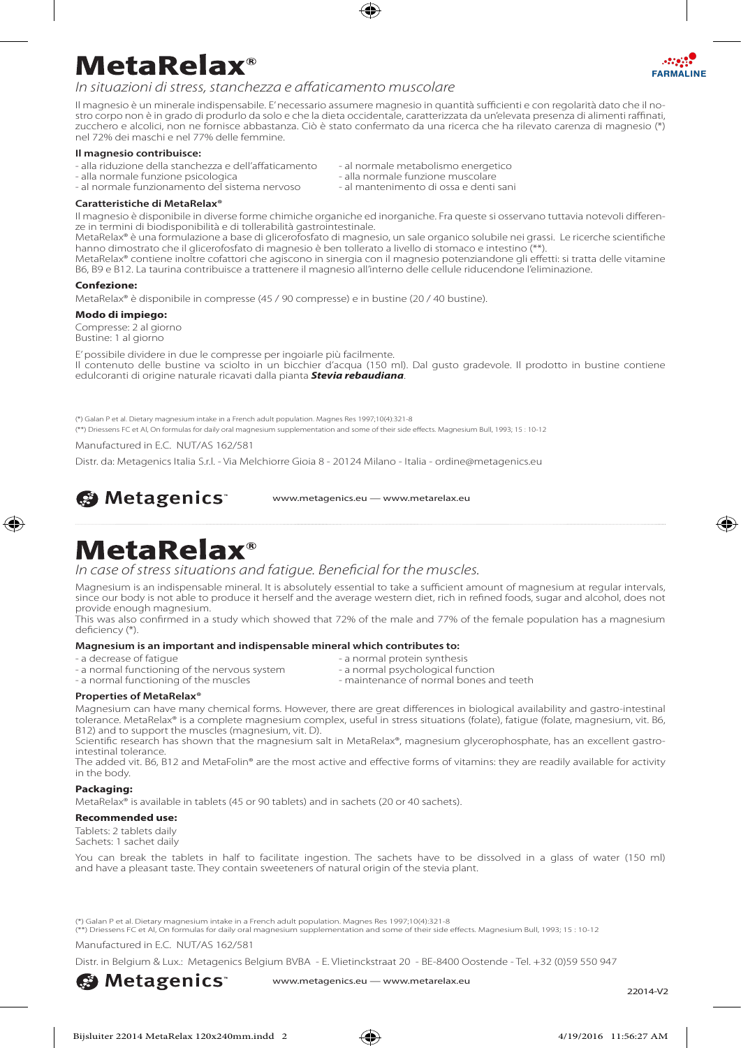# MetaRelax®

FARMALINE

*In situazioni di stress, stanchezza e affaticamento muscolare*

Il magnesio è un minerale indispensabile. E' necessario assumere magnesio in quantità sufficienti e con regolarità dato che il nostro corpo non è in grado di produrlo da solo e che la dieta occidentale, caratterizzata da un'elevata presenza di alimenti raffinati, zucchero e alcolici, non ne fornisce abbastanza. Ciò è stato confermato da una ricerca che ha rilevato carenza di magnesio (*) nel 72% dei maschi e nel 77% delle femmine.

**Il magnesio contribuisce:**

- alla riduzione della stanchezza e dell'affaticamento
- alla normale funzione psicologica
- al normale funzionamento del sistema nervoso
- al normale metabolismo energetico
- alla normale funzione muscolare
- al mantenimento di ossa e denti sani

**Caratteristiche di MetaRelax®**

Il magnesio è disponibile in diverse forme chimiche organiche ed inorganiche. Fra queste si osservano tuttavia notevoli differenze in termini di biodisponibilità e di tollerabilità gastrointestinale.
MetaRelax® è una formulazione a base di glicerofosfato di magnesio, un sale organico solubile nei grassi. Le ricerche scientifiche hanno dimostrato che il glicerofosfato di magnesio è ben tollerato a livello di stomaco e intestino (**).
MetaRelax® contiene inoltre cofattori che agiscono in sinergia con il magnesio potenziandone gli effetti: si tratta delle vitamine B6, B9 e B12. La taurina contribuisce a trattenere il magnesio all'interno delle cellule riducendone l'eliminazione.

**Confezione:**

MetaRelax® è disponibile in compresse (45 / 90 compresse) e in bustine (20 / 40 bustine).

**Modo di impiego:**

Compresse: 2 al giorno
Bustine: 1 al giorno

E' possibile dividere in due le compresse per ingoiarle più facilmente.
Il contenuto delle bustine va sciolto in un bicchier d'acqua (150 ml). Dal gusto gradevole. Il prodotto in bustine contiene edulcoranti di origine naturale ricavati dalla pianta ***Stevia rebaudiana***.

(*) Galan P et al. Dietary magnesium intake in a French adult population. Magnes Res 1997;10(4):321-8
(**) Driessens FC et Al, On formulas for daily oral magnesium supplementation and some of their side effects. Magnesium Bull, 1993; 15 : 10-12

Manufactured in E.C. NUT/AS 162/581

Distr. da: Metagenics Italia S.r.l. - Via Melchiorre Gioia 8 - 20124 Milano - Italia - ordine@metagenics.eu

Metagenics™ www.metagenics.eu — www.metarelax.eu

# MetaRelax®

*In case of stress situations and fatigue. Beneficial for the muscles.*

Magnesium is an indispensable mineral. It is absolutely essential to take a sufficient amount of magnesium at regular intervals, since our body is not able to produce it herself and the average western diet, rich in refined foods, sugar and alcohol, does not provide enough magnesium.
This was also confirmed in a study which showed that 72% of the male and 77% of the female population has a magnesium deficiency (*).

**Magnesium is an important and indispensable mineral which contributes to:**

- a decrease of fatigue
- a normal functioning of the nervous system
- a normal functioning of the muscles
- a normal protein synthesis
- a normal psychological function
- maintenance of normal bones and teeth

**Properties of MetaRelax®**

Magnesium can have many chemical forms. However, there are great differences in biological availability and gastro-intestinal tolerance. MetaRelax® is a complete magnesium complex, useful in stress situations (folate), fatigue (folate, magnesium, vit. B6, B12) and to support the muscles (magnesium, vit. D).
Scientific research has shown that the magnesium salt in MetaRelax®, magnesium glycerophosphate, has an excellent gastro-intestinal tolerance.
The added vit. B6, B12 and MetaFolin® are the most active and effective forms of vitamins: they are readily available for activity in the body.

**Packaging:**

MetaRelax® is available in tablets (45 or 90 tablets) and in sachets (20 or 40 sachets).

**Recommended use:**

Tablets: 2 tablets daily
Sachets: 1 sachet daily

You can break the tablets in half to facilitate ingestion. The sachets have to be dissolved in a glass of water (150 ml) and have a pleasant taste. They contain sweeteners of natural origin of the stevia plant.

(*) Galan P et al. Dietary magnesium intake in a French adult population. Magnes Res 1997;10(4):321-8
(**) Driessens FC et Al, On formulas for daily oral magnesium supplementation and some of their side effects. Magnesium Bull, 1993; 15 : 10-12

Manufactured in E.C. NUT/AS 162/581

Distr. in Belgium & Lux.: Metagenics Belgium BVBA - E. Vlietinckstraat 20 - BE-8400 Oostende - Tel. +32 (0)59 550 947

Metagenics™ www.metagenics.eu — www.metarelax.eu

22014-V2